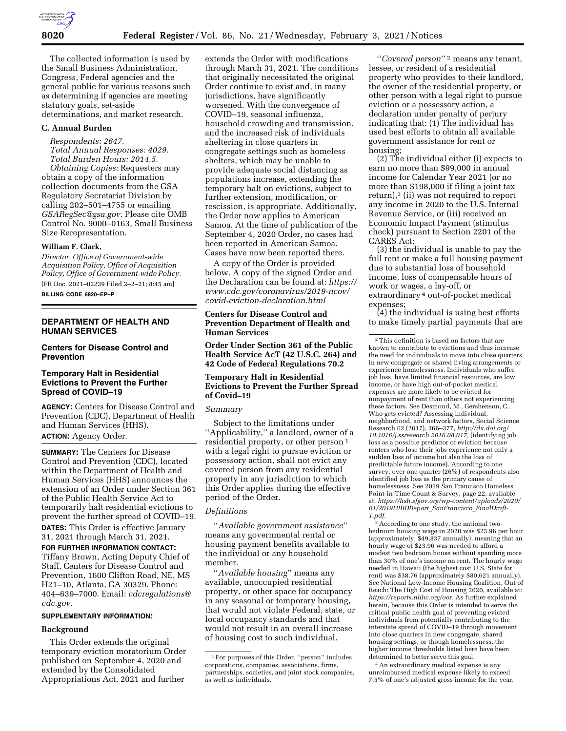The collected information is used by the Small Business Administration, Congress, Federal agencies and the general public for various reasons such as determining if agencies are meeting statutory goals, set-aside determinations, and market research.

### C. Annual Burden

*Respondents: 2647.*

*Total Annual Responses: 4029.*

*Total Burden Hours: 2014.5.*

*Obtaining Copies:* Requesters may obtain a copy of the information collection documents from the GSA Regulatory Secretariat Division by calling 202–501–4755 or emailing *GSARegSec@gsa.gov.* Please cite OMB Control No. 9000–0163, Small Business Size Rerepresentation.

**William F. Clark,**

*Director, Office of Government-wide Acquisition Policy, Office of Acquisition Policy, Office of Government-wide Policy.*

[FR Doc. 2021–02239 Filed 2–2–21; 8:45 am]

**BILLING CODE 6820–EP–P**

## DEPARTMENT OF HEALTH AND HUMAN SERVICES

### Centers for Disease Control and Prevention

### Temporary Halt in Residential Evictions to Prevent the Further Spread of COVID–19

**AGENCY:** Centers for Disease Control and Prevention (CDC), Department of Health and Human Services (HHS).

**ACTION:** Agency Order.

**SUMMARY:** The Centers for Disease Control and Prevention (CDC), located within the Department of Health and Human Services (HHS) announces the extension of an Order under Section 361 of the Public Health Service Act to temporarily halt residential evictions to prevent the further spread of COVID–19.

**DATES:** This Order is effective January 31, 2021 through March 31, 2021.

**FOR FURTHER INFORMATION CONTACT:** Tiffany Brown, Acting Deputy Chief of Staff, Centers for Disease Control and Prevention, 1600 Clifton Road, NE, MS H21–10, Atlanta, GA 30329. Phone: 404–639–7000. Email: *cdcregulations@cdc.gov.*

**SUPPLEMENTARY INFORMATION:**

### Background

This Order extends the original temporary eviction moratorium Order published on September 4, 2020 and extended by the Consolidated Appropriations Act, 2021 and further extends the Order with modifications through March 31, 2021. The conditions that originally necessitated the original Order continue to exist and, in many jurisdictions, have significantly worsened. With the convergence of COVID–19, seasonal influenza, household crowding and transmission, and the increased risk of individuals sheltering in close quarters in congregate settings such as homeless shelters, which may be unable to provide adequate social distancing as populations increase, extending the temporary halt on evictions, subject to further extension, modification, or rescission, is appropriate. Additionally, the Order now applies to American Samoa. At the time of publication of the September 4, 2020 Order, no cases had been reported in American Samoa. Cases have now been reported there.

A copy of the Order is provided below. A copy of the signed Order and the Declaration can be found at: *https://www.cdc.gov/coronavirus/2019-ncov/covid-eviction-declaration.html*

**Centers for Disease Control and Prevention Department of Health and Human Services**

**Order Under Section 361 of the Public Health Service AcT (42 U.S.C. 264) and 42 Code of Federal Regulations 70.2**

**Temporary Halt in Residential Evictions to Prevent the Further Spread of Covid–19**

*Summary*

Subject to the limitations under ''Applicability,'' a landlord, owner of a residential property, or other person [1] with a legal right to pursue eviction or possessory action, shall not evict any covered person from any residential property in any jurisdiction to which this Order applies during the effective period of the Order.

*Definitions*

''*Available government assistance*'' means any governmental rental or housing payment benefits available to the individual or any household member.

''*Available housing*'' means any available, unoccupied residential property, or other space for occupancy in any seasonal or temporary housing, that would not violate Federal, state, or local occupancy standards and that would not result in an overall increase of housing cost to such individual.

''*Covered person*'' [2] means any tenant, lessee, or resident of a residential property who provides to their landlord, the owner of the residential property, or other person with a legal right to pursue eviction or a possessory action, a declaration under penalty of perjury indicating that: (1) The individual has used best efforts to obtain all available government assistance for rent or housing;

(2) The individual either (i) expects to earn no more than $99,000 in annual income for Calendar Year 2021 (or no more than $198,000 if filing a joint tax return),[3] (ii) was not required to report any income in 2020 to the U.S. Internal Revenue Service, or (iii) received an Economic Impact Payment (stimulus check) pursuant to Section 2201 of the CARES Act;

(3) the individual is unable to pay the full rent or make a full housing payment due to substantial loss of household income, loss of compensable hours of work or wages, a lay-off, or extraordinary [4] out-of-pocket medical expenses;

(4) the individual is using best efforts to make timely partial payments that are

---

[1] For purposes of this Order, ''person'' includes corporations, companies, associations, firms, partnerships, societies, and joint stock companies, as well as individuals.

[2] This definition is based on factors that are known to contribute to evictions and thus increase the need for individuals to move into close quarters in new congregate or shared living arrangements or experience homelessness. Individuals who suffer job loss, have limited financial resources, are low income, or have high out-of-pocket medical expenses are more likely to be evicted for nonpayment of rent than others not experiencing these factors. See Desmond, M., Gershenson, C., Who gets evicted? Assessing individual, neighborhood, and network factors, Social Science Research 62 (2017), 366–377, *http://dx.doi.org/10.1016/j.ssresearch.2016.08.017*, (identifying job loss as a possible predictor of eviction because renters who lose their jobs experience not only a sudden loss of income but also the loss of predictable future income). According to one survey, over one quarter (26%) of respondents also identified job loss as the primary cause of homelessness. See 2019 San Francisco Homeless Point-in-Time Count & Survey, page 22, available at: *https://hsh.sfgov.org/wp-content/uploads/2020/01/2019HIRDReport_SanFrancisco_FinalDraft-1.pdf.*

[3] According to one study, the national two-bedroom housing wage in 2020 was $23.96 per hour (approximately, $49,837 annually), meaning that an hourly wage of $23.96 was needed to afford a modest two bedroom house without spending more than 30% of one's income on rent. The hourly wage needed in Hawaii (the highest cost U.S. State for rent) was $38.76 (approximately $80,621 annually). See National Low-Income Housing Coalition, Out of Reach: The High Cost of Housing 2020, available at: *https://reports.nlihc.org/oor.* As further explained herein, because this Order is intended to serve the critical public health goal of preventing evicted individuals from potentially contributing to the interstate spread of COVID–19 through movement into close quarters in new congregate, shared housing settings, or though homelessness, the higher income thresholds listed here have been determined to better serve this goal.

[4] An extraordinary medical expense is any unreimbursed medical expense likely to exceed 7.5% of one's adjusted gross income for the year.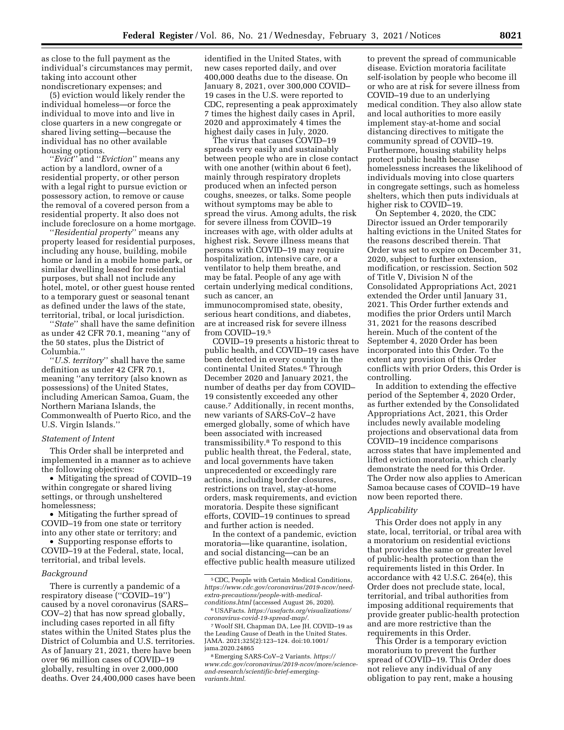as close to the full payment as the individual's circumstances may permit, taking into account other nondiscretionary expenses; and

(5) eviction would likely render the individual homeless—or force the individual to move into and live in close quarters in a new congregate or shared living setting—because the individual has no other available housing options.

''*Evict*'' and ''*Eviction*'' means any action by a landlord, owner of a residential property, or other person with a legal right to pursue eviction or possessory action, to remove or cause the removal of a covered person from a residential property. It also does not include foreclosure on a home mortgage.

''*Residential property*'' means any property leased for residential purposes, including any house, building, mobile home or land in a mobile home park, or similar dwelling leased for residential purposes, but shall not include any hotel, motel, or other guest house rented to a temporary guest or seasonal tenant as defined under the laws of the state, territorial, tribal, or local jurisdiction.

''*State*'' shall have the same definition as under 42 CFR 70.1, meaning ''any of the 50 states, plus the District of Columbia.''

''*U.S. territory*'' shall have the same definition as under 42 CFR 70.1, meaning ''any territory (also known as possessions) of the United States, including American Samoa, Guam, the Northern Mariana Islands, the Commonwealth of Puerto Rico, and the U.S. Virgin Islands.''

*Statement of Intent*

This Order shall be interpreted and implemented in a manner as to achieve the following objectives:

- Mitigating the spread of COVID–19 within congregate or shared living settings, or through unsheltered homelessness;
- Mitigating the further spread of COVID–19 from one state or territory into any other state or territory; and
- Supporting response efforts to COVID–19 at the Federal, state, local, territorial, and tribal levels.

*Background*

There is currently a pandemic of a respiratory disease (''COVID–19'') caused by a novel coronavirus (SARS–COV–2) that has now spread globally, including cases reported in all fifty states within the United States plus the District of Columbia and U.S. territories. As of January 21, 2021, there have been over 96 million cases of COVID–19 globally, resulting in over 2,000,000 deaths. Over 24,400,000 cases have been identified in the United States, with new cases reported daily, and over 400,000 deaths due to the disease. On January 8, 2021, over 300,000 COVID–19 cases in the U.S. were reported to CDC, representing a peak approximately 7 times the highest daily cases in April, 2020 and approximately 4 times the highest daily cases in July, 2020.

The virus that causes COVID–19 spreads very easily and sustainably between people who are in close contact with one another (within about 6 feet), mainly through respiratory droplets produced when an infected person coughs, sneezes, or talks. Some people without symptoms may be able to spread the virus. Among adults, the risk for severe illness from COVID–19 increases with age, with older adults at highest risk. Severe illness means that persons with COVID–19 may require hospitalization, intensive care, or a ventilator to help them breathe, and may be fatal. People of any age with certain underlying medical conditions, such as cancer, an immunocompromised state, obesity, serious heart conditions, and diabetes, are at increased risk for severe illness from COVID–19.[5]

COVID–19 presents a historic threat to public health, and COVID–19 cases have been detected in every county in the continental United States.[6] Through December 2020 and January 2021, the number of deaths per day from COVID–19 consistently exceeded any other cause.[7] Additionally, in recent months, new variants of SARS-CoV–2 have emerged globally, some of which have been associated with increased transmissibility.[8] To respond to this public health threat, the Federal, state, and local governments have taken unprecedented or exceedingly rare actions, including border closures, restrictions on travel, stay-at-home orders, mask requirements, and eviction moratoria. Despite these significant efforts, COVID–19 continues to spread and further action is needed.

In the context of a pandemic, eviction moratoria—like quarantine, isolation, and social distancing—can be an effective public health measure utilized to prevent the spread of communicable disease. Eviction moratoria facilitate self-isolation by people who become ill or who are at risk for severe illness from COVID–19 due to an underlying medical condition. They also allow state and local authorities to more easily implement stay-at-home and social distancing directives to mitigate the community spread of COVID–19. Furthermore, housing stability helps protect public health because homelessness increases the likelihood of individuals moving into close quarters in congregate settings, such as homeless shelters, which then puts individuals at higher risk to COVID–19.

On September 4, 2020, the CDC Director issued an Order temporarily halting evictions in the United States for the reasons described therein. That Order was set to expire on December 31, 2020, subject to further extension, modification, or rescission. Section 502 of Title V, Division N of the Consolidated Appropriations Act, 2021 extended the Order until January 31, 2021. This Order further extends and modifies the prior Orders until March 31, 2021 for the reasons described herein. Much of the content of the September 4, 2020 Order has been incorporated into this Order. To the extent any provision of this Order conflicts with prior Orders, this Order is controlling.

In addition to extending the effective period of the September 4, 2020 Order, as further extended by the Consolidated Appropriations Act, 2021, this Order includes newly available modeling projections and observational data from COVID–19 incidence comparisons across states that have implemented and lifted eviction moratoria, which clearly demonstrate the need for this Order. The Order now also applies to American Samoa because cases of COVID–19 have now been reported there.

*Applicability*

This Order does not apply in any state, local, territorial, or tribal area with a moratorium on residential evictions that provides the same or greater level of public-health protection than the requirements listed in this Order. In accordance with 42 U.S.C. 264(e), this Order does not preclude state, local, territorial, and tribal authorities from imposing additional requirements that provide greater public-health protection and are more restrictive than the requirements in this Order.

This Order is a temporary eviction moratorium to prevent the further spread of COVID–19. This Order does not relieve any individual of any obligation to pay rent, make a housing

---

[5] CDC, People with Certain Medical Conditions, *https://www.cdc.gov/coronavirus/2019-ncov/need-extra-precautions/people-with-medical-conditions.html* (accessed August 26, 2020).

[6] USAFacts. *https://usafacts.org/visualizations/coronavirus-covid-19-spread-map/*.

[7] Woolf SH, Chapman DA, Lee JH. COVID–19 as the Leading Cause of Death in the United States. JAMA. 2021;325(2):123–124. doi:10.1001/jama.2020.24865

[8] Emerging SARS-CoV–2 Variants. *https://www.cdc.gov/coronavirus/2019-ncov/more/science-and-research/scientific-brief-emerging-variants.html*.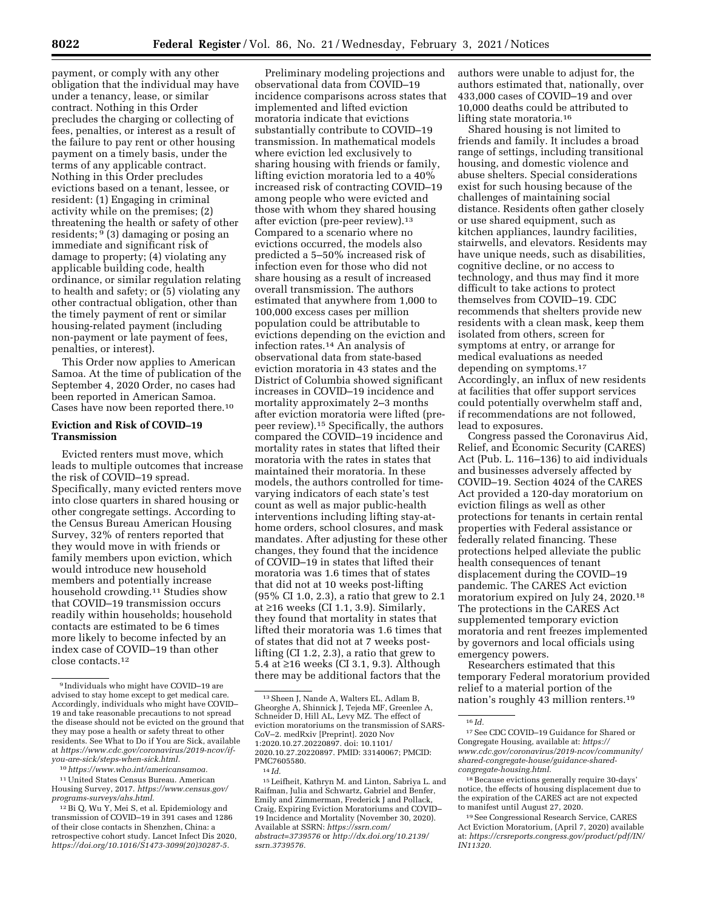payment, or comply with any other obligation that the individual may have under a tenancy, lease, or similar contract. Nothing in this Order precludes the charging or collecting of fees, penalties, or interest as a result of the failure to pay rent or other housing payment on a timely basis, under the terms of any applicable contract. Nothing in this Order precludes evictions based on a tenant, lessee, or resident: (1) Engaging in criminal activity while on the premises; (2) threatening the health or safety of other residents;[9] (3) damaging or posing an immediate and significant risk of damage to property; (4) violating any applicable building code, health ordinance, or similar regulation relating to health and safety; or (5) violating any other contractual obligation, other than the timely payment of rent or similar housing-related payment (including non-payment or late payment of fees, penalties, or interest).

This Order now applies to American Samoa. At the time of publication of the September 4, 2020 Order, no cases had been reported in American Samoa. Cases have now been reported there.[10]

**Eviction and Risk of COVID–19 Transmission**

Evicted renters must move, which leads to multiple outcomes that increase the risk of COVID–19 spread. Specifically, many evicted renters move into close quarters in shared housing or other congregate settings. According to the Census Bureau American Housing Survey, 32% of renters reported that they would move in with friends or family members upon eviction, which would introduce new household members and potentially increase household crowding.[11] Studies show that COVID–19 transmission occurs readily within households; household contacts are estimated to be 6 times more likely to become infected by an index case of COVID–19 than other close contacts.[12]

Preliminary modeling projections and observational data from COVID–19 incidence comparisons across states that implemented and lifted eviction moratoria indicate that evictions substantially contribute to COVID–19 transmission. In mathematical models where eviction led exclusively to sharing housing with friends or family, lifting eviction moratoria led to a 40% increased risk of contracting COVID–19 among people who were evicted and those with whom they shared housing after eviction (pre-peer review).[13] Compared to a scenario where no evictions occurred, the models also predicted a 5–50% increased risk of infection even for those who did not share housing as a result of increased overall transmission. The authors estimated that anywhere from 1,000 to 100,000 excess cases per million population could be attributable to evictions depending on the eviction and infection rates.[14] An analysis of observational data from state-based eviction moratoria in 43 states and the District of Columbia showed significant increases in COVID–19 incidence and mortality approximately 2–3 months after eviction moratoria were lifted (pre-peer review).[15] Specifically, the authors compared the COVID–19 incidence and mortality rates in states that lifted their moratoria with the rates in states that maintained their moratoria. In these models, the authors controlled for time-varying indicators of each state's test count as well as major public-health interventions including lifting stay-at-home orders, school closures, and mask mandates. After adjusting for these other changes, they found that the incidence of COVID–19 in states that lifted their moratoria was 1.6 times that of states that did not at 10 weeks post-lifting (95% CI 1.0, 2.3), a ratio that grew to 2.1 at ≥16 weeks (CI 1.1, 3.9). Similarly, they found that mortality in states that lifted their moratoria was 1.6 times that of states that did not at 7 weeks post-lifting (CI 1.2, 2.3), a ratio that grew to 5.4 at ≥16 weeks (CI 3.1, 9.3). Although there may be additional factors that the authors were unable to adjust for, the authors estimated that, nationally, over 433,000 cases of COVID–19 and over 10,000 deaths could be attributed to lifting state moratoria.[16]

Shared housing is not limited to friends and family. It includes a broad range of settings, including transitional housing, and domestic violence and abuse shelters. Special considerations exist for such housing because of the challenges of maintaining social distance. Residents often gather closely or use shared equipment, such as kitchen appliances, laundry facilities, stairwells, and elevators. Residents may have unique needs, such as disabilities, cognitive decline, or no access to technology, and thus may find it more difficult to take actions to protect themselves from COVID–19. CDC recommends that shelters provide new residents with a clean mask, keep them isolated from others, screen for symptoms at entry, or arrange for medical evaluations as needed depending on symptoms.[17] Accordingly, an influx of new residents at facilities that offer support services could potentially overwhelm staff and, if recommendations are not followed, lead to exposures.

Congress passed the Coronavirus Aid, Relief, and Economic Security (CARES) Act (Pub. L. 116–136) to aid individuals and businesses adversely affected by COVID–19. Section 4024 of the CARES Act provided a 120-day moratorium on eviction filings as well as other protections for tenants in certain rental properties with Federal assistance or federally related financing. These protections helped alleviate the public health consequences of tenant displacement during the COVID–19 pandemic. The CARES Act eviction moratorium expired on July 24, 2020.[18] The protections in the CARES Act supplemented temporary eviction moratoria and rent freezes implemented by governors and local officials using emergency powers.

Researchers estimated that this temporary Federal moratorium provided relief to a material portion of the nation's roughly 43 million renters.[19]

---

[9] Individuals who might have COVID–19 are advised to stay home except to get medical care. Accordingly, individuals who might have COVID–19 and take reasonable precautions to not spread the disease should not be evicted on the ground that they may pose a health or safety threat to other residents. See What to Do if You are Sick, available at *https://www.cdc.gov/coronavirus/2019-ncov/if-you-are-sick/steps-when-sick.html.*

[10] *https://www.who.int/americansamoa.*

[11] United States Census Bureau. American Housing Survey, 2017. *https://www.census.gov/programs-surveys/ahs.html.*

[12] Bi Q, Wu Y, Mei S, et al. Epidemiology and transmission of COVID–19 in 391 cases and 1286 of their close contacts in Shenzhen, China: a retrospective cohort study. Lancet Infect Dis 2020, *https://doi.org/10.1016/S1473-3099(20)30287-5.*

[13] Sheen J, Nande A, Walters EL, Adlam B, Gheorghe A, Shinnick J, Tejeda MF, Greenlee A, Schneider D, Hill AL, Levy MZ. The effect of eviction moratoriums on the transmission of SARS-CoV–2. medRxiv [Preprint]. 2020 Nov 1:2020.10.27.20220897. doi: 10.1101/2020.10.27.20220897. PMID: 33140067; PMCID: PMC7605580.

[14] *Id.*

[15] Leifheit, Kathryn M. and Linton, Sabriya L. and Raifman, Julia and Schwartz, Gabriel and Benfer, Emily and Zimmerman, Frederick J and Pollack, Craig, Expiring Eviction Moratoriums and COVID–19 Incidence and Mortality (November 30, 2020). Available at SSRN: *https://ssrn.com/abstract=3739576* or *http://dx.doi.org/10.2139/ssrn.3739576.*

[16] *Id.*

[17] See CDC COVID–19 Guidance for Shared or Congregate Housing, available at: *https://www.cdc.gov/coronavirus/2019-ncov/community/shared-congregate-house/guidance-shared-congregate-housing.html.*

[18] Because evictions generally require 30-days' notice, the effects of housing displacement due to the expiration of the CARES act are not expected to manifest until August 27, 2020.

[19] See Congressional Research Service, CARES Act Eviction Moratorium, (April 7, 2020) available at: *https://crsreports.congress.gov/product/pdf/IN/IN11320.*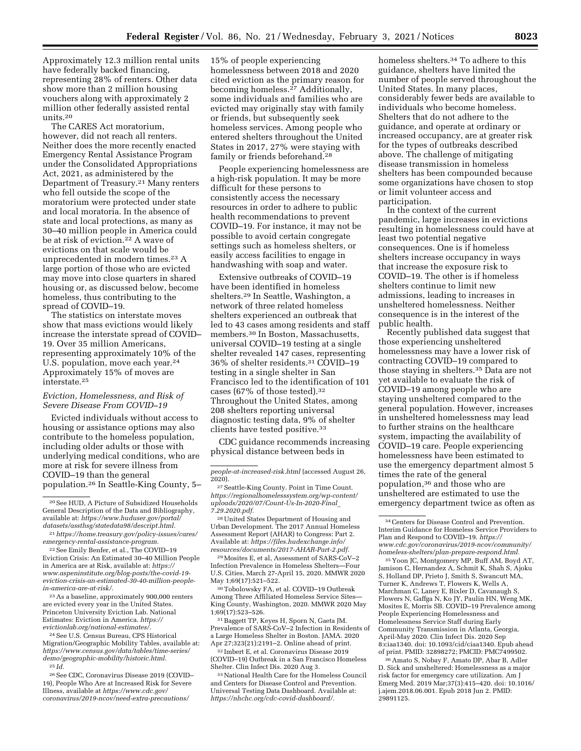Approximately 12.3 million rental units have federally backed financing, representing 28% of renters. Other data show more than 2 million housing vouchers along with approximately 2 million other federally assisted rental units.[20]

The CARES Act moratorium, however, did not reach all renters. Neither does the more recently enacted Emergency Rental Assistance Program under the Consolidated Appropriations Act, 2021, as administered by the Department of Treasury.[21] Many renters who fell outside the scope of the moratorium were protected under state and local moratoria. In the absence of state and local protections, as many as 30–40 million people in America could be at risk of eviction.[22] A wave of evictions on that scale would be unprecedented in modern times.[23] A large portion of those who are evicted may move into close quarters in shared housing or, as discussed below, become homeless, thus contributing to the spread of COVID–19.

The statistics on interstate moves show that mass evictions would likely increase the interstate spread of COVID–19. Over 35 million Americans, representing approximately 10% of the U.S. population, move each year.[24] Approximately 15% of moves are interstate.[25]

### *Eviction, Homelessness, and Risk of Severe Disease From COVID–19*

Evicted individuals without access to housing or assistance options may also contribute to the homeless population, including older adults or those with underlying medical conditions, who are more at risk for severe illness from COVID–19 than the general population.[26] In Seattle-King County, 5–15% of people experiencing homelessness between 2018 and 2020 cited eviction as the primary reason for becoming homeless.[27] Additionally, some individuals and families who are evicted may originally stay with family or friends, but subsequently seek homeless services. Among people who entered shelters throughout the United States in 2017, 27% were staying with family or friends beforehand.[28]

People experiencing homelessness are a high-risk population. It may be more difficult for these persons to consistently access the necessary resources in order to adhere to public health recommendations to prevent COVID–19. For instance, it may not be possible to avoid certain congregate settings such as homeless shelters, or easily access facilities to engage in handwashing with soap and water.

Extensive outbreaks of COVID–19 have been identified in homeless shelters.[29] In Seattle, Washington, a network of three related homeless shelters experienced an outbreak that led to 43 cases among residents and staff members.[30] In Boston, Massachusetts, universal COVID–19 testing at a single shelter revealed 147 cases, representing 36% of shelter residents.[31] COVID–19 testing in a single shelter in San Francisco led to the identification of 101 cases (67% of those tested).[32] Throughout the United States, among 208 shelters reporting universal diagnostic testing data, 9% of shelter clients have tested positive.[33]

CDC guidance recommends increasing physical distance between beds in homeless shelters.[34] To adhere to this guidance, shelters have limited the number of people served throughout the United States. In many places, considerably fewer beds are available to individuals who become homeless. Shelters that do not adhere to the guidance, and operate at ordinary or increased occupancy, are at greater risk for the types of outbreaks described above. The challenge of mitigating disease transmission in homeless shelters has been compounded because some organizations have chosen to stop or limit volunteer access and participation.

In the context of the current pandemic, large increases in evictions resulting in homelessness could have at least two potential negative consequences. One is if homeless shelters increase occupancy in ways that increase the exposure risk to COVID–19. The other is if homeless shelters continue to limit new admissions, leading to increases in unsheltered homelessness. Neither consequence is in the interest of the public health.

Recently published data suggest that those experiencing unsheltered homelessness may have a lower risk of contracting COVID–19 compared to those staying in shelters.[35] Data are not yet available to evaluate the risk of COVID–19 among people who are staying unsheltered compared to the general population. However, increases in unsheltered homelessness may lead to further strains on the healthcare system, impacting the availability of COVID–19 care. People experiencing homelessness have been estimated to use the emergency department almost 5 times the rate of the general population,[36] and those who are unsheltered are estimated to use the emergency department twice as often as

---

[20] See HUD, A Picture of Subsidized Households General Description of the Data and Bibliography, available at: *https://www.huduser.gov/portal/datasets/assthsg/statedata98/descript.html.*

[21] *https://home.treasury.gov/policy-issues/cares/emergency-rental-assistance-program.*

[22] See Emily Benfer, et al., The COVID–19 Eviction Crisis: An Estimated 30–40 Million People in America are at Risk, available at: *https://www.aspeninstitute.org/blog-posts/the-covid-19-eviction-crisis-an-estimated-30-40-million-people-in-america-are-at-risk/.*

[23] As a baseline, approximately 900,000 renters are evicted every year in the United States. Princeton University Eviction Lab. National Estimates: Eviction in America. *https://evictionlab.org/national-estimates/.*

[24] See U.S. Census Bureau, CPS Historical Migration/Geographic Mobility Tables, available at: *https://www.census.gov/data/tables/time-series/demo/geographic-mobility/historic.html.*

[25] *Id.*

[26] See CDC, Coronavirus Disease 2019 (COVID–19), People Who Are at Increased Risk for Severe Illness, available at *https://www.cdc.gov/coronavirus/2019-ncov/need-extra-precautions/people-at-increased-risk.html* (accessed August 26, 2020).

[27] Seattle-King County. Point in Time Count. *https://regionalhomelesssystem.org/wp-content/uploads/2020/07/Count-Us-In-2020-Final_7.29.2020.pdf.*

[28] United States Department of Housing and Urban Development. The 2017 Annual Homeless Assessment Report (AHAR) to Congress: Part 2. Available at: *https://files.hudexchange.info/resources/documents/2017-AHAR-Part-2.pdf.*

[29] Mosites E, et al, Assessment of SARS-CoV–2 Infection Prevalence in Homeless Shelters—Four U.S. Cities, March 27-April 15, 2020. MMWR 2020 May 1;69(17):521–522.

[30] Tobolowsky FA, et al. COVID–19 Outbreak Among Three Affiliated Homeless Service Sites—King County, Washington, 2020. MMWR 2020 May 1;69(17):523–526.

[31] Baggett TP, Keyes H, Sporn N, Gaeta JM. Prevalence of SARS-CoV–2 Infection in Residents of a Large Homeless Shelter in Boston. JAMA. 2020 Apr 27;323(21):2191–2. Online ahead of print.

[32] Imbert E, et al. Coronavirus Disease 2019 (COVID–19) Outbreak in a San Francisco Homeless Shelter. Clin Infect Dis. 2020 Aug 3.

[33] National Health Care for the Homeless Council and Centers for Disease Control and Prevention. Universal Testing Data Dashboard. Available at: *https://nhchc.org/cdc-covid-dashboard/.*

[34] Centers for Disease Control and Prevention. Interim Guidance for Homeless Service Providers to Plan and Respond to COVID–19. *https://www.cdc.gov/coronavirus/2019-ncov/community/homeless-shelters/plan-prepare-respond.html.*

[35] Yoon JC, Montgomery MP, Buff AM, Boyd AT, Jamison C, Hernandez A, Schmit K, Shah S, Ajoku S, Holland DP, Prieto J, Smith S, Swancutt MA, Turner K, Andrews T, Flowers K, Wells A, Marchman C, Laney E, Bixler D, Cavanaugh S, Flowers N, Gaffga N, Ko JY, Paulin HN, Weng MK, Mosites E, Morris SB. COVID–19 Prevalence among People Experiencing Homelessness and Homelessness Service Staff during Early Community Transmission in Atlanta, Georgia, April-May 2020. Clin Infect Dis. 2020 Sep 8:ciaa1340. doi: 10.1093/cid/ciaa1340. Epub ahead of print. PMID: 32898272; PMCID: PMC7499502.

[36] Amato S, Nobay F, Amato DP, Abar B, Adler D. Sick and unsheltered: Homelessness as a major risk factor for emergency care utilization. Am J Emerg Med. 2019 Mar;37(3):415–420. doi: 10.1016/j.ajem.2018.06.001. Epub 2018 Jun 2. PMID: 29891125.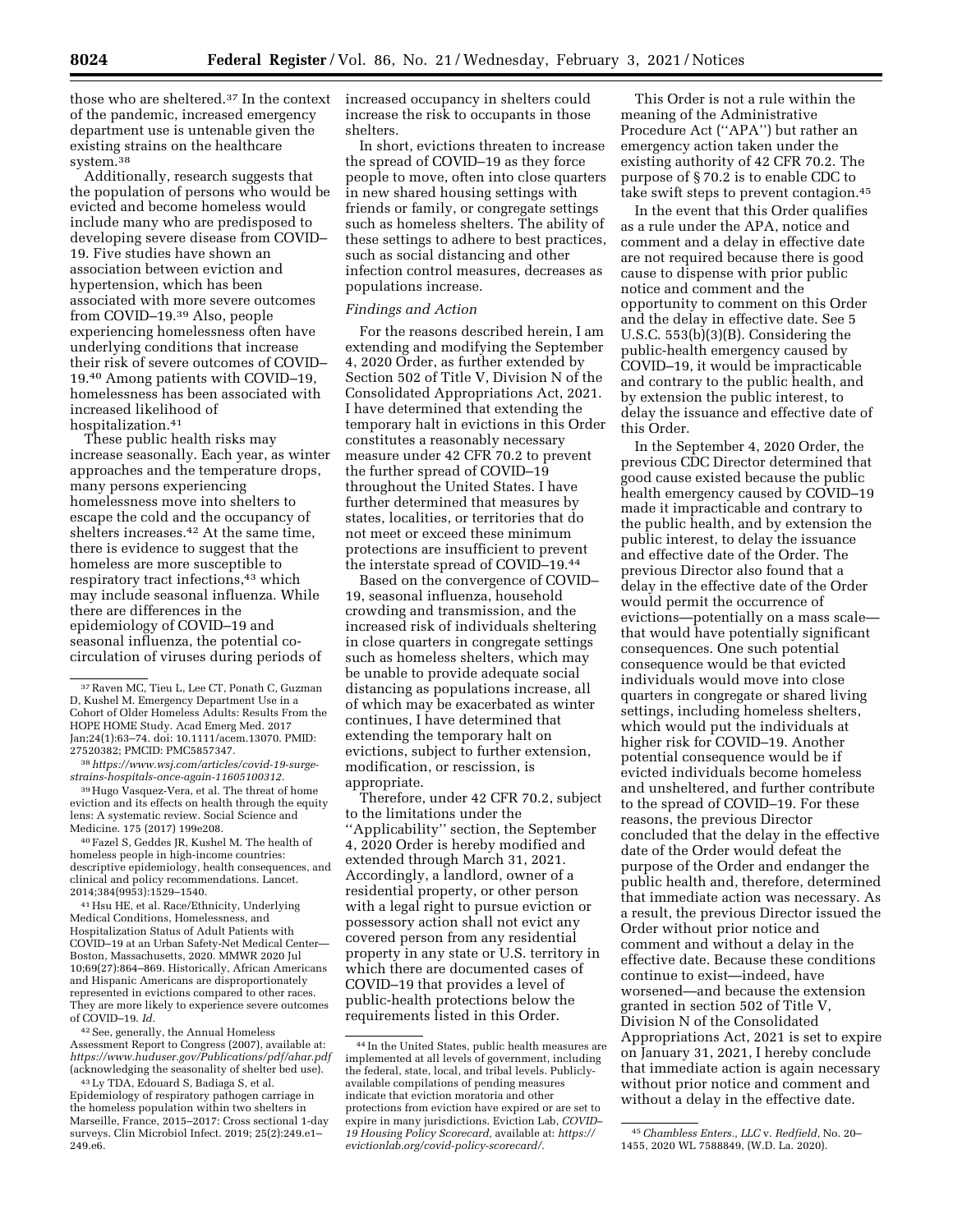those who are sheltered.[37] In the context of the pandemic, increased emergency department use is untenable given the existing strains on the healthcare system.[38]

Additionally, research suggests that the population of persons who would be evicted and become homeless would include many who are predisposed to developing severe disease from COVID–19. Five studies have shown an association between eviction and hypertension, which has been associated with more severe outcomes from COVID–19.[39] Also, people experiencing homelessness often have underlying conditions that increase their risk of severe outcomes of COVID–19.[40] Among patients with COVID–19, homelessness has been associated with increased likelihood of hospitalization.[41]

These public health risks may increase seasonally. Each year, as winter approaches and the temperature drops, many persons experiencing homelessness move into shelters to escape the cold and the occupancy of shelters increases.[42] At the same time, there is evidence to suggest that the homeless are more susceptible to respiratory tract infections,[43] which may include seasonal influenza. While there are differences in the epidemiology of COVID–19 and seasonal influenza, the potential co-circulation of viruses during periods of increased occupancy in shelters could increase the risk to occupants in those shelters.

In short, evictions threaten to increase the spread of COVID–19 as they force people to move, often into close quarters in new shared housing settings with friends or family, or congregate settings such as homeless shelters. The ability of these settings to adhere to best practices, such as social distancing and other infection control measures, decreases as populations increase.

*Findings and Action*

For the reasons described herein, I am extending and modifying the September 4, 2020 Order, as further extended by Section 502 of Title V, Division N of the Consolidated Appropriations Act, 2021. I have determined that extending the temporary halt in evictions in this Order constitutes a reasonably necessary measure under 42 CFR 70.2 to prevent the further spread of COVID–19 throughout the United States. I have further determined that measures by states, localities, or territories that do not meet or exceed these minimum protections are insufficient to prevent the interstate spread of COVID–19.[44]

Based on the convergence of COVID–19, seasonal influenza, household crowding and transmission, and the increased risk of individuals sheltering in close quarters in congregate settings such as homeless shelters, which may be unable to provide adequate social distancing as populations increase, all of which may be exacerbated as winter continues, I have determined that extending the temporary halt on evictions, subject to further extension, modification, or rescission, is appropriate.

Therefore, under 42 CFR 70.2, subject to the limitations under the ''Applicability'' section, the September 4, 2020 Order is hereby modified and extended through March 31, 2021. Accordingly, a landlord, owner of a residential property, or other person with a legal right to pursue eviction or possessory action shall not evict any covered person from any residential property in any state or U.S. territory in which there are documented cases of COVID–19 that provides a level of public-health protections below the requirements listed in this Order.

This Order is not a rule within the meaning of the Administrative Procedure Act (''APA'') but rather an emergency action taken under the existing authority of 42 CFR 70.2. The purpose of § 70.2 is to enable CDC to take swift steps to prevent contagion.[45]

In the event that this Order qualifies as a rule under the APA, notice and comment and a delay in effective date are not required because there is good cause to dispense with prior public notice and comment and the opportunity to comment on this Order and the delay in effective date. See 5 U.S.C. 553(b)(3)(B). Considering the public-health emergency caused by COVID–19, it would be impracticable and contrary to the public health, and by extension the public interest, to delay the issuance and effective date of this Order.

In the September 4, 2020 Order, the previous CDC Director determined that good cause existed because the public health emergency caused by COVID–19 made it impracticable and contrary to the public health, and by extension the public interest, to delay the issuance and effective date of the Order. The previous Director also found that a delay in the effective date of the Order would permit the occurrence of evictions—potentially on a mass scale—that would have potentially significant consequences. One such potential consequence would be that evicted individuals would move into close quarters in congregate or shared living settings, including homeless shelters, which would put the individuals at higher risk for COVID–19. Another potential consequence would be if evicted individuals become homeless and unsheltered, and further contribute to the spread of COVID–19. For these reasons, the previous Director concluded that the delay in the effective date of the Order would defeat the purpose of the Order and endanger the public health and, therefore, determined that immediate action was necessary. As a result, the previous Director issued the Order without prior notice and comment and without a delay in the effective date. Because these conditions continue to exist—indeed, have worsened—and because the extension granted in section 502 of Title V, Division N of the Consolidated Appropriations Act, 2021 is set to expire on January 31, 2021, I hereby conclude that immediate action is again necessary without prior notice and comment and without a delay in the effective date.

---

[37] Raven MC, Tieu L, Lee CT, Ponath C, Guzman D, Kushel M. Emergency Department Use in a Cohort of Older Homeless Adults: Results From the HOPE HOME Study. Acad Emerg Med. 2017 Jan;24(1):63–74. doi: 10.1111/acem.13070. PMID: 27520382; PMCID: PMC5857347.

[38] *https://www.wsj.com/articles/covid-19-surge-strains-hospitals-once-again-11605100312*.

[39] Hugo Vasquez-Vera, et al. The threat of home eviction and its effects on health through the equity lens: A systematic review. Social Science and Medicine. 175 (2017) 199e208.

[40] Fazel S, Geddes JR, Kushel M. The health of homeless people in high-income countries: descriptive epidemiology, health consequences, and clinical and policy recommendations. Lancet. 2014;384(9953):1529–1540.

[41] Hsu HE, et al. Race/Ethnicity, Underlying Medical Conditions, Homelessness, and Hospitalization Status of Adult Patients with COVID–19 at an Urban Safety-Net Medical Center—Boston, Massachusetts, 2020. MMWR 2020 Jul 10;69(27):864–869. Historically, African Americans and Hispanic Americans are disproportionately represented in evictions compared to other races. They are more likely to experience severe outcomes of COVID–19. *Id.*

[42] See, generally, the Annual Homeless Assessment Report to Congress (2007), available at: *https://www.huduser.gov/Publications/pdf/ahar.pdf* (acknowledging the seasonality of shelter bed use).

[43] Ly TDA, Edouard S, Badiaga S, et al. Epidemiology of respiratory pathogen carriage in the homeless population within two shelters in Marseille, France, 2015–2017: Cross sectional 1-day surveys. Clin Microbiol Infect. 2019; 25(2):249.e1–249.e6.

[44] In the United States, public health measures are implemented at all levels of government, including the federal, state, local, and tribal levels. Publicly-available compilations of pending measures indicate that eviction moratoria and other protections from eviction have expired or are set to expire in many jurisdictions. Eviction Lab, *COVID–19 Housing Policy Scorecard,* available at: *https://evictionlab.org/covid-policy-scorecard/*.

[45] *Chambless Enters., LLC* v. *Redfield,* No. 20–1455, 2020 WL 7588849, (W.D. La. 2020).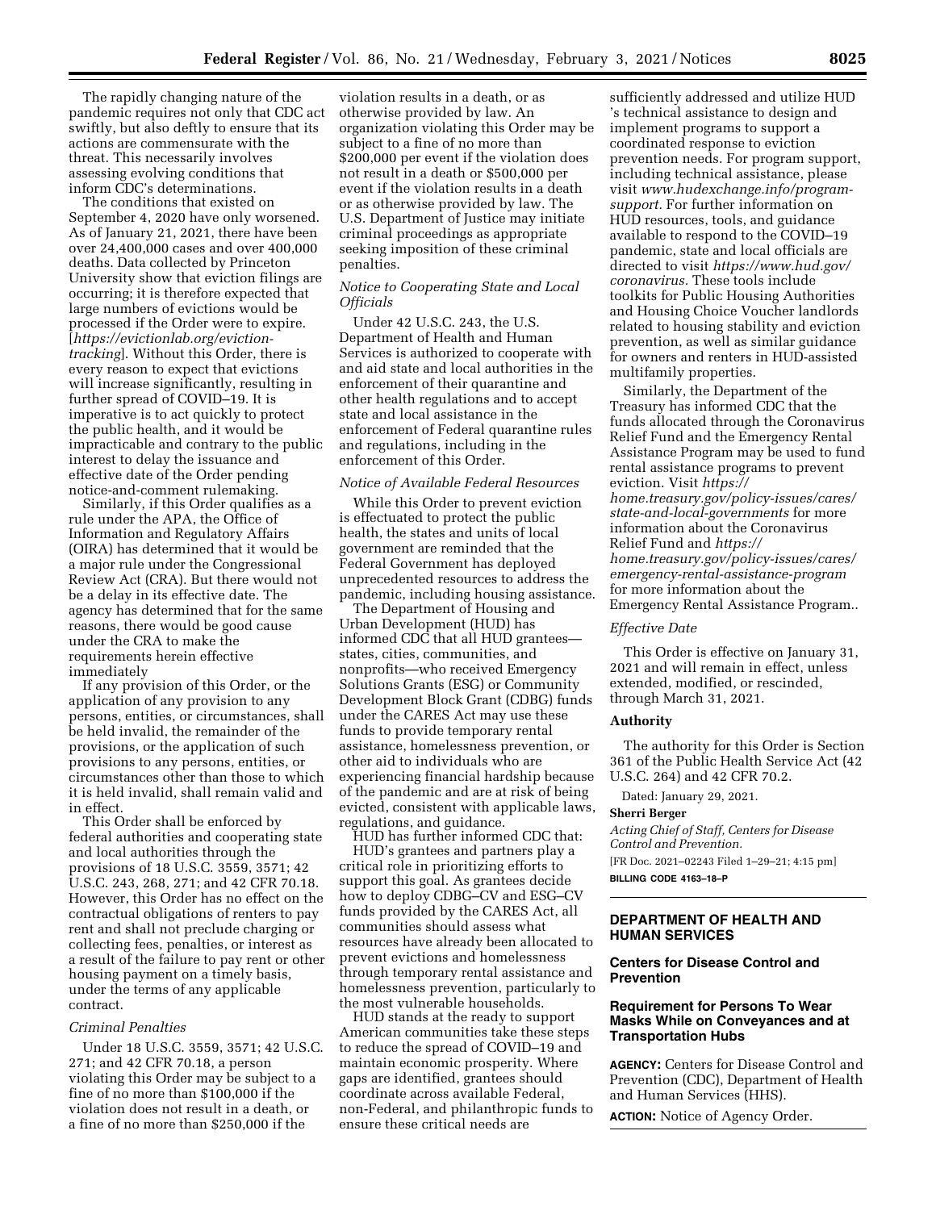The rapidly changing nature of the pandemic requires not only that CDC act swiftly, but also deftly to ensure that its actions are commensurate with the threat. This necessarily involves assessing evolving conditions that inform CDC's determinations.

The conditions that existed on September 4, 2020 have only worsened. As of January 21, 2021, there have been over 24,400,000 cases and over 400,000 deaths. Data collected by Princeton University show that eviction filings are occurring; it is therefore expected that large numbers of evictions would be processed if the Order were to expire. [*https://evictionlab.org/eviction-tracking*]. Without this Order, there is every reason to expect that evictions will increase significantly, resulting in further spread of COVID–19. It is imperative is to act quickly to protect the public health, and it would be impracticable and contrary to the public interest to delay the issuance and effective date of the Order pending notice-and-comment rulemaking.

Similarly, if this Order qualifies as a rule under the APA, the Office of Information and Regulatory Affairs (OIRA) has determined that it would be a major rule under the Congressional Review Act (CRA). But there would not be a delay in its effective date. The agency has determined that for the same reasons, there would be good cause under the CRA to make the requirements herein effective immediately

If any provision of this Order, or the application of any provision to any persons, entities, or circumstances, shall be held invalid, the remainder of the provisions, or the application of such provisions to any persons, entities, or circumstances other than those to which it is held invalid, shall remain valid and in effect.

This Order shall be enforced by federal authorities and cooperating state and local authorities through the provisions of 18 U.S.C. 3559, 3571; 42 U.S.C. 243, 268, 271; and 42 CFR 70.18. However, this Order has no effect on the contractual obligations of renters to pay rent and shall not preclude charging or collecting fees, penalties, or interest as a result of the failure to pay rent or other housing payment on a timely basis, under the terms of any applicable contract.

### *Criminal Penalties*

Under 18 U.S.C. 3559, 3571; 42 U.S.C. 271; and 42 CFR 70.18, a person violating this Order may be subject to a fine of no more than $100,000 if the violation does not result in a death, or a fine of no more than $250,000 if the violation results in a death, or as otherwise provided by law. An organization violating this Order may be subject to a fine of no more than $200,000 per event if the violation does not result in a death or $500,000 per event if the violation results in a death or as otherwise provided by law. The U.S. Department of Justice may initiate criminal proceedings as appropriate seeking imposition of these criminal penalties.

### *Notice to Cooperating State and Local Officials*

Under 42 U.S.C. 243, the U.S. Department of Health and Human Services is authorized to cooperate with and aid state and local authorities in the enforcement of their quarantine and other health regulations and to accept state and local assistance in the enforcement of Federal quarantine rules and regulations, including in the enforcement of this Order.

### *Notice of Available Federal Resources*

While this Order to prevent eviction is effectuated to protect the public health, the states and units of local government are reminded that the Federal Government has deployed unprecedented resources to address the pandemic, including housing assistance.

The Department of Housing and Urban Development (HUD) has informed CDC that all HUD grantees—states, cities, communities, and nonprofits—who received Emergency Solutions Grants (ESG) or Community Development Block Grant (CDBG) funds under the CARES Act may use these funds to provide temporary rental assistance, homelessness prevention, or other aid to individuals who are experiencing financial hardship because of the pandemic and are at risk of being evicted, consistent with applicable laws, regulations, and guidance.

HUD has further informed CDC that:

HUD's grantees and partners play a critical role in prioritizing efforts to support this goal. As grantees decide how to deploy CDBG–CV and ESG–CV funds provided by the CARES Act, all communities should assess what resources have already been allocated to prevent evictions and homelessness through temporary rental assistance and homelessness prevention, particularly to the most vulnerable households.

HUD stands at the ready to support American communities take these steps to reduce the spread of COVID–19 and maintain economic prosperity. Where gaps are identified, grantees should coordinate across available Federal, non-Federal, and philanthropic funds to ensure these critical needs are sufficiently addressed and utilize HUD 's technical assistance to design and implement programs to support a coordinated response to eviction prevention needs. For program support, including technical assistance, please visit *www.hudexchange.info/program-support.* For further information on HUD resources, tools, and guidance available to respond to the COVID–19 pandemic, state and local officials are directed to visit *https://www.hud.gov/coronavirus.* These tools include toolkits for Public Housing Authorities and Housing Choice Voucher landlords related to housing stability and eviction prevention, as well as similar guidance for owners and renters in HUD-assisted multifamily properties.

Similarly, the Department of the Treasury has informed CDC that the funds allocated through the Coronavirus Relief Fund and the Emergency Rental Assistance Program may be used to fund rental assistance programs to prevent eviction. Visit *https://home.treasury.gov/policy-issues/cares/state-and-local-governments* for more information about the Coronavirus Relief Fund and *https://home.treasury.gov/policy-issues/cares/emergency-rental-assistance-program* for more information about the Emergency Rental Assistance Program..

### *Effective Date*

This Order is effective on January 31, 2021 and will remain in effect, unless extended, modified, or rescinded, through March 31, 2021.

### Authority

The authority for this Order is Section 361 of the Public Health Service Act (42 U.S.C. 264) and 42 CFR 70.2.

Dated: January 29, 2021.

**Sherri Berger**

*Acting Chief of Staff, Centers for Disease Control and Prevention.*

[FR Doc. 2021–02243 Filed 1–29–21; 4:15 pm]

**BILLING CODE 4163–18–P**

## DEPARTMENT OF HEALTH AND HUMAN SERVICES

## Centers for Disease Control and Prevention

## Requirement for Persons To Wear Masks While on Conveyances and at Transportation Hubs

**AGENCY:** Centers for Disease Control and Prevention (CDC), Department of Health and Human Services (HHS).

**ACTION:** Notice of Agency Order.